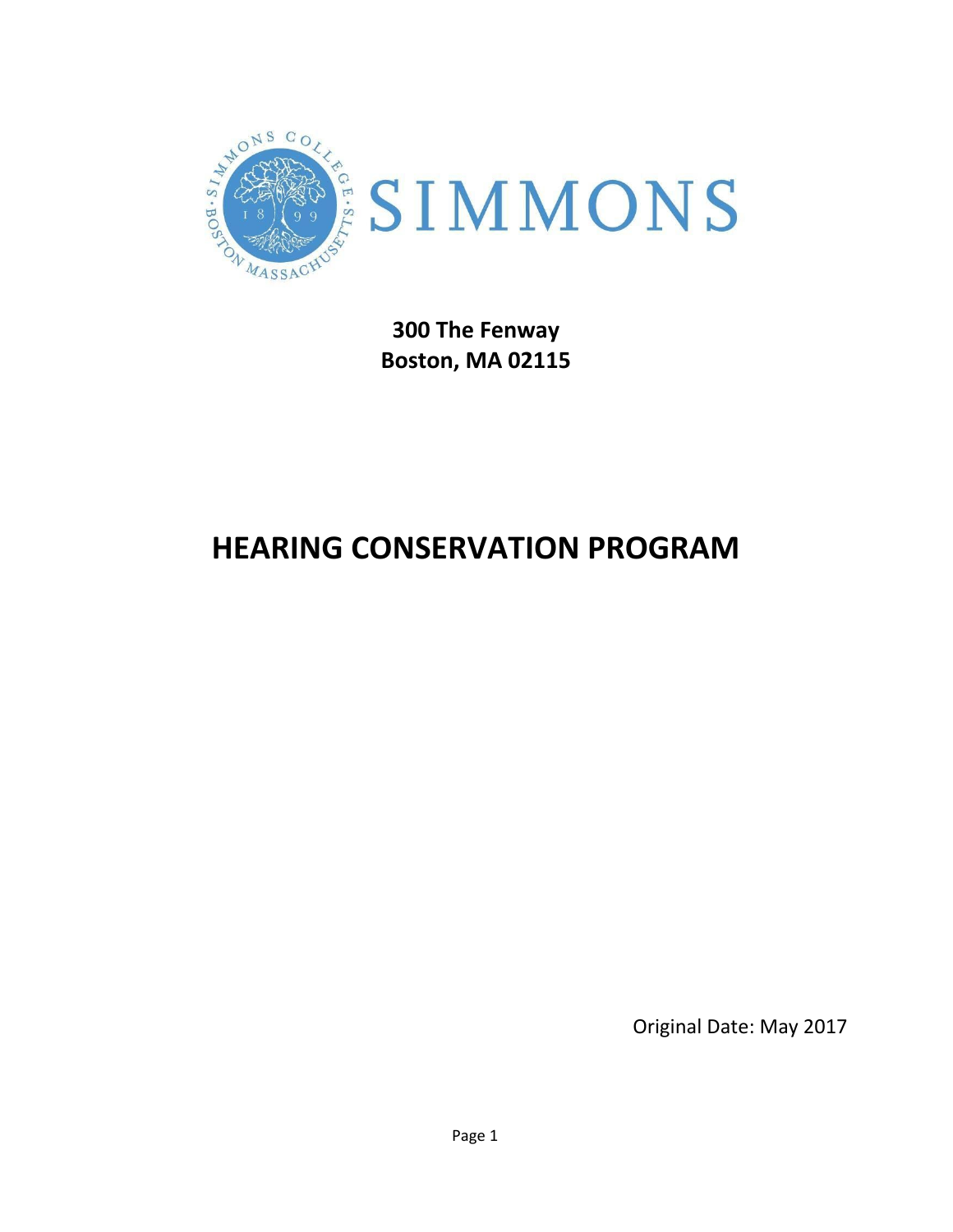SIMMONS

**300 The Fenway**
**Boston, MA 02115**

# HEARING CONSERVATION PROGRAM

Original Date: May 2017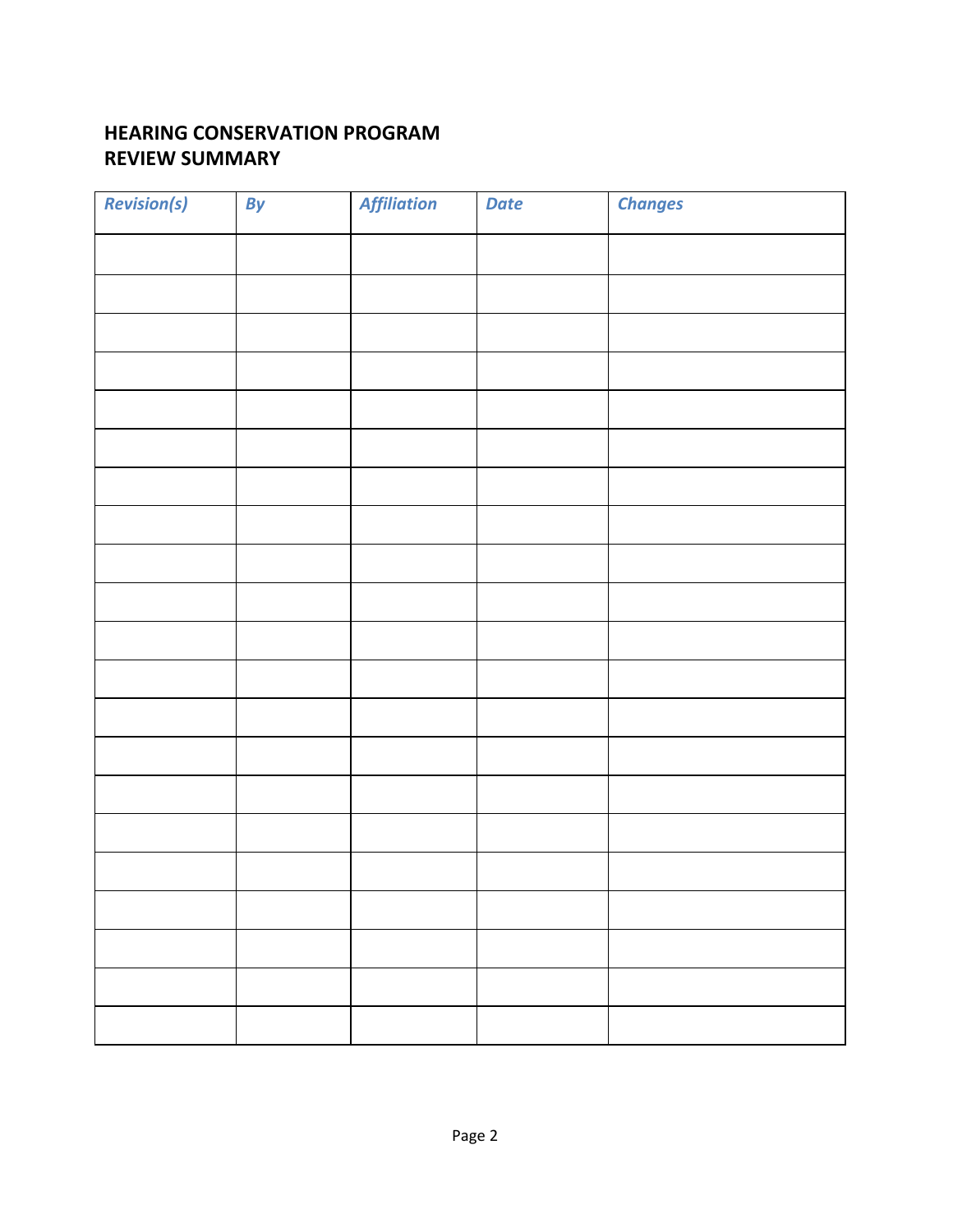## HEARING CONSERVATION PROGRAM
## REVIEW SUMMARY

| *Revision(s)* | *By* | *Affiliation* | *Date* | *Changes* |
|---|---|---|---|---|
| | | | | |
| | | | | |
| | | | | |
| | | | | |
| | | | | |
| | | | | |
| | | | | |
| | | | | |
| | | | | |
| | | | | |
| | | | | |
| | | | | |
| | | | | |
| | | | | |
| | | | | |
| | | | | |
| | | | | |
| | | | | |
| | | | | |
| | | | | |
| | | | | |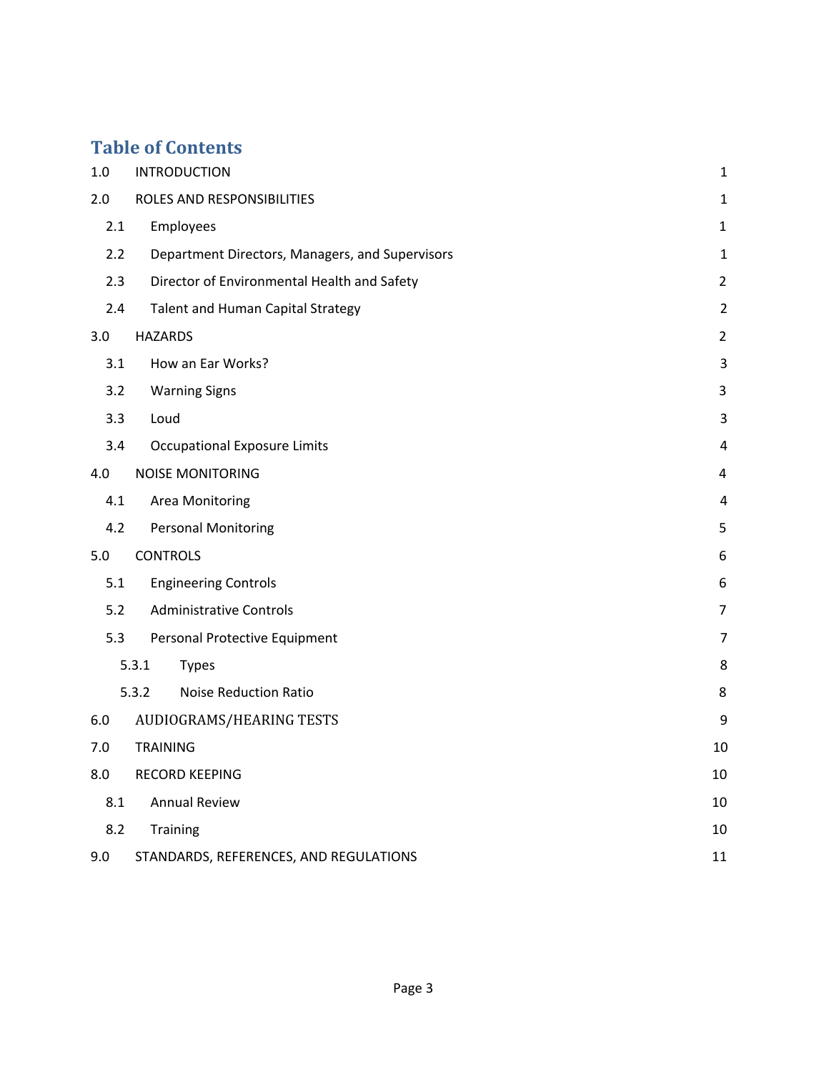# Table of Contents

| | | |
|---|---|---|
| 1.0 | INTRODUCTION | 1 |
| 2.0 | ROLES AND RESPONSIBILITIES | 1 |
| 2.1 | Employees | 1 |
| 2.2 | Department Directors, Managers, and Supervisors | 1 |
| 2.3 | Director of Environmental Health and Safety | 2 |
| 2.4 | Talent and Human Capital Strategy | 2 |
| 3.0 | HAZARDS | 2 |
| 3.1 | How an Ear Works? | 3 |
| 3.2 | Warning Signs | 3 |
| 3.3 | Loud | 3 |
| 3.4 | Occupational Exposure Limits | 4 |
| 4.0 | NOISE MONITORING | 4 |
| 4.1 | Area Monitoring | 4 |
| 4.2 | Personal Monitoring | 5 |
| 5.0 | CONTROLS | 6 |
| 5.1 | Engineering Controls | 6 |
| 5.2 | Administrative Controls | 7 |
| 5.3 | Personal Protective Equipment | 7 |
| 5.3.1 | Types | 8 |
| 5.3.2 | Noise Reduction Ratio | 8 |
| 6.0 | AUDIOGRAMS/HEARING TESTS | 9 |
| 7.0 | TRAINING | 10 |
| 8.0 | RECORD KEEPING | 10 |
| 8.1 | Annual Review | 10 |
| 8.2 | Training | 10 |
| 9.0 | STANDARDS, REFERENCES, AND REGULATIONS | 11 |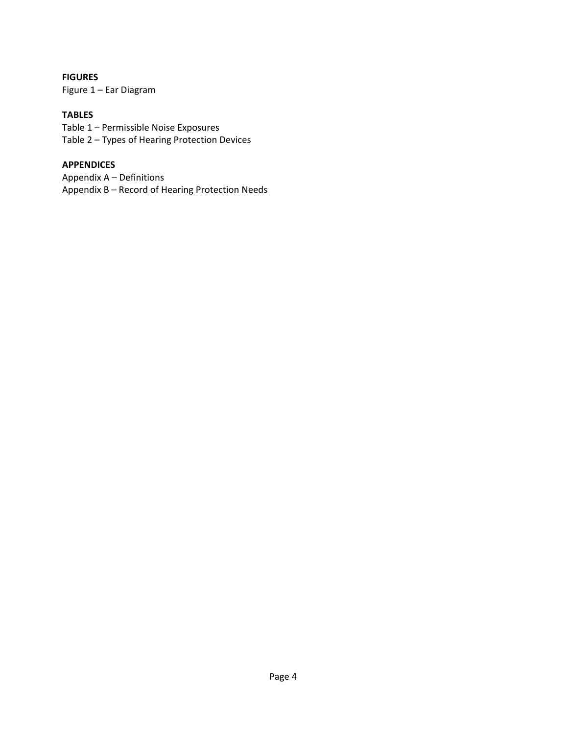**FIGURES**

Figure 1 – Ear Diagram

**TABLES**

Table 1 – Permissible Noise Exposures

Table 2 – Types of Hearing Protection Devices

**APPENDICES**

Appendix A – Definitions

Appendix B – Record of Hearing Protection Needs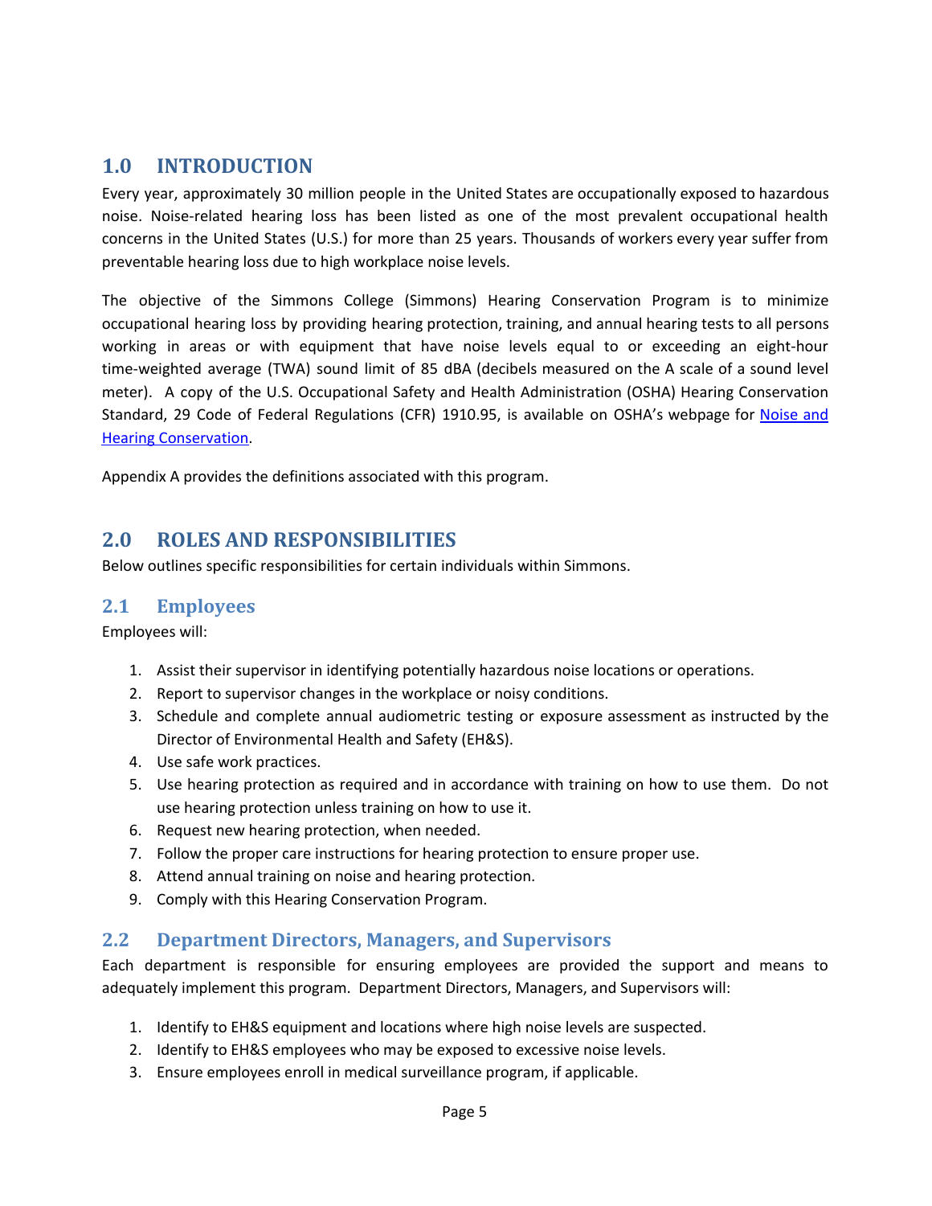## 1.0 INTRODUCTION

Every year, approximately 30 million people in the United States are occupationally exposed to hazardous noise. Noise-related hearing loss has been listed as one of the most prevalent occupational health concerns in the United States (U.S.) for more than 25 years. Thousands of workers every year suffer from preventable hearing loss due to high workplace noise levels.

The objective of the Simmons College (Simmons) Hearing Conservation Program is to minimize occupational hearing loss by providing hearing protection, training, and annual hearing tests to all persons working in areas or with equipment that have noise levels equal to or exceeding an eight-hour time-weighted average (TWA) sound limit of 85 dBA (decibels measured on the A scale of a sound level meter). A copy of the U.S. Occupational Safety and Health Administration (OSHA) Hearing Conservation Standard, 29 Code of Federal Regulations (CFR) 1910.95, is available on OSHA's webpage for Noise and Hearing Conservation.

Appendix A provides the definitions associated with this program.

## 2.0 ROLES AND RESPONSIBILITIES

Below outlines specific responsibilities for certain individuals within Simmons.

### 2.1 Employees

Employees will:

1. Assist their supervisor in identifying potentially hazardous noise locations or operations.
2. Report to supervisor changes in the workplace or noisy conditions.
3. Schedule and complete annual audiometric testing or exposure assessment as instructed by the Director of Environmental Health and Safety (EH&S).
4. Use safe work practices.
5. Use hearing protection as required and in accordance with training on how to use them. Do not use hearing protection unless training on how to use it.
6. Request new hearing protection, when needed.
7. Follow the proper care instructions for hearing protection to ensure proper use.
8. Attend annual training on noise and hearing protection.
9. Comply with this Hearing Conservation Program.

### 2.2 Department Directors, Managers, and Supervisors

Each department is responsible for ensuring employees are provided the support and means to adequately implement this program. Department Directors, Managers, and Supervisors will:

1. Identify to EH&S equipment and locations where high noise levels are suspected.
2. Identify to EH&S employees who may be exposed to excessive noise levels.
3. Ensure employees enroll in medical surveillance program, if applicable.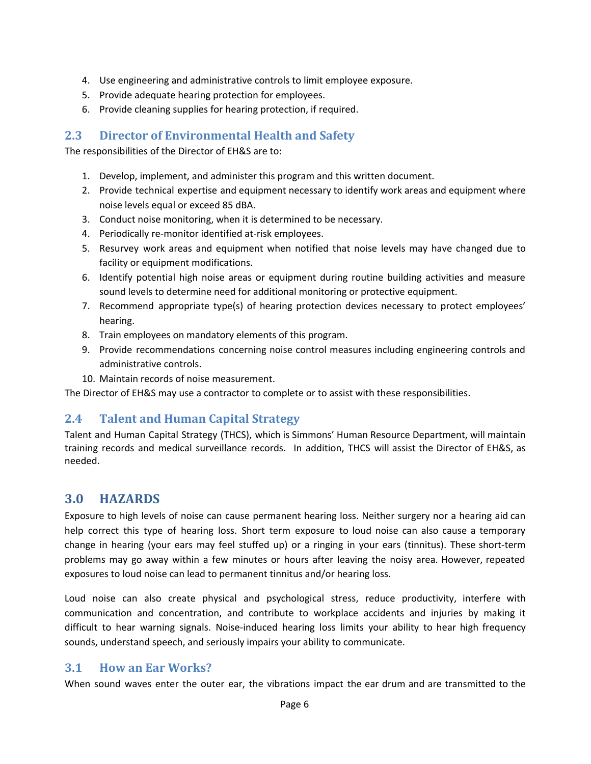4. Use engineering and administrative controls to limit employee exposure.
5. Provide adequate hearing protection for employees.
6. Provide cleaning supplies for hearing protection, if required.

## 2.3 Director of Environmental Health and Safety

The responsibilities of the Director of EH&S are to:

1. Develop, implement, and administer this program and this written document.
2. Provide technical expertise and equipment necessary to identify work areas and equipment where noise levels equal or exceed 85 dBA.
3. Conduct noise monitoring, when it is determined to be necessary.
4. Periodically re-monitor identified at-risk employees.
5. Resurvey work areas and equipment when notified that noise levels may have changed due to facility or equipment modifications.
6. Identify potential high noise areas or equipment during routine building activities and measure sound levels to determine need for additional monitoring or protective equipment.
7. Recommend appropriate type(s) of hearing protection devices necessary to protect employees' hearing.
8. Train employees on mandatory elements of this program.
9. Provide recommendations concerning noise control measures including engineering controls and administrative controls.
10. Maintain records of noise measurement.

The Director of EH&S may use a contractor to complete or to assist with these responsibilities.

## 2.4 Talent and Human Capital Strategy

Talent and Human Capital Strategy (THCS), which is Simmons' Human Resource Department, will maintain training records and medical surveillance records. In addition, THCS will assist the Director of EH&S, as needed.

# 3.0 HAZARDS

Exposure to high levels of noise can cause permanent hearing loss. Neither surgery nor a hearing aid can help correct this type of hearing loss. Short term exposure to loud noise can also cause a temporary change in hearing (your ears may feel stuffed up) or a ringing in your ears (tinnitus). These short-term problems may go away within a few minutes or hours after leaving the noisy area. However, repeated exposures to loud noise can lead to permanent tinnitus and/or hearing loss.

Loud noise can also create physical and psychological stress, reduce productivity, interfere with communication and concentration, and contribute to workplace accidents and injuries by making it difficult to hear warning signals. Noise-induced hearing loss limits your ability to hear high frequency sounds, understand speech, and seriously impairs your ability to communicate.

## 3.1 How an Ear Works?

When sound waves enter the outer ear, the vibrations impact the ear drum and are transmitted to the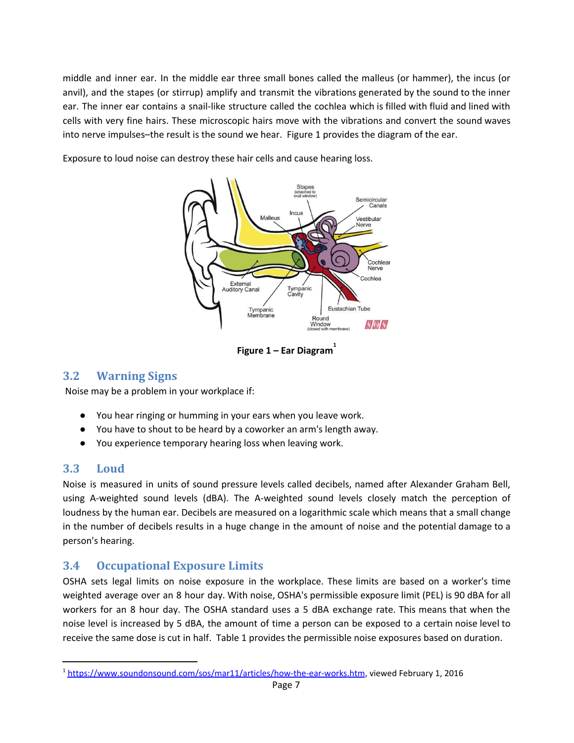middle and inner ear. In the middle ear three small bones called the malleus (or hammer), the incus (or anvil), and the stapes (or stirrup) amplify and transmit the vibrations generated by the sound to the inner ear. The inner ear contains a snail-like structure called the cochlea which is filled with fluid and lined with cells with very fine hairs. These microscopic hairs move with the vibrations and convert the sound waves into nerve impulses–the result is the sound we hear. Figure 1 provides the diagram of the ear.

Exposure to loud noise can destroy these hair cells and cause hearing loss.

**Figure 1 – Ear Diagram**[1]

## 3.2 Warning Signs

Noise may be a problem in your workplace if:

- You hear ringing or humming in your ears when you leave work.
- You have to shout to be heard by a coworker an arm's length away.
- You experience temporary hearing loss when leaving work.

## 3.3 Loud

Noise is measured in units of sound pressure levels called decibels, named after Alexander Graham Bell, using A-weighted sound levels (dBA). The A-weighted sound levels closely match the perception of loudness by the human ear. Decibels are measured on a logarithmic scale which means that a small change in the number of decibels results in a huge change in the amount of noise and the potential damage to a person's hearing.

## 3.4 Occupational Exposure Limits

OSHA sets legal limits on noise exposure in the workplace. These limits are based on a worker's time weighted average over an 8 hour day. With noise, OSHA's permissible exposure limit (PEL) is 90 dBA for all workers for an 8 hour day. The OSHA standard uses a 5 dBA exchange rate. This means that when the noise level is increased by 5 dBA, the amount of time a person can be exposed to a certain noise level to receive the same dose is cut in half. Table 1 provides the permissible noise exposures based on duration.

---

[1] https://www.soundonsound.com/sos/mar11/articles/how-the-ear-works.htm, viewed February 1, 2016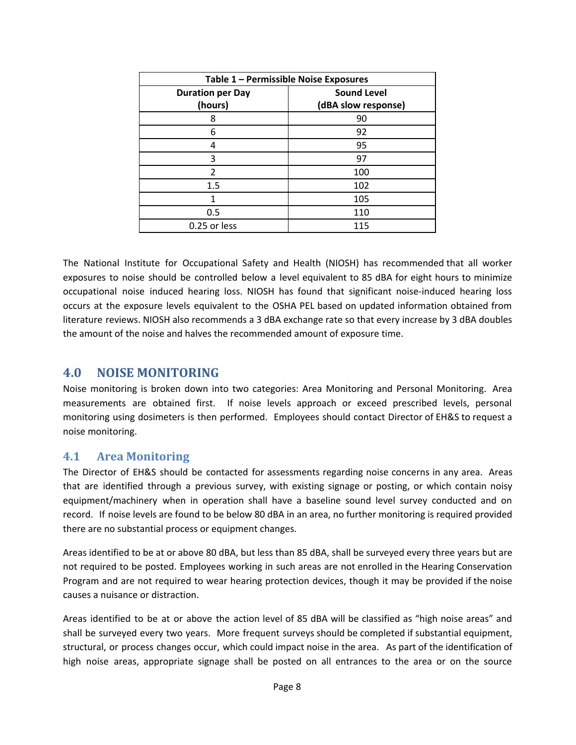| Table 1 – Permissible Noise Exposures | |
| --- | --- |
| **Duration per Day (hours)** | **Sound Level (dBA slow response)** |
| 8 | 90 |
| 6 | 92 |
| 4 | 95 |
| 3 | 97 |
| 2 | 100 |
| 1.5 | 102 |
| 1 | 105 |
| 0.5 | 110 |
| 0.25 or less | 115 |

The National Institute for Occupational Safety and Health (NIOSH) has recommended that all worker exposures to noise should be controlled below a level equivalent to 85 dBA for eight hours to minimize occupational noise induced hearing loss. NIOSH has found that significant noise-induced hearing loss occurs at the exposure levels equivalent to the OSHA PEL based on updated information obtained from literature reviews. NIOSH also recommends a 3 dBA exchange rate so that every increase by 3 dBA doubles the amount of the noise and halves the recommended amount of exposure time.

## 4.0 NOISE MONITORING

Noise monitoring is broken down into two categories: Area Monitoring and Personal Monitoring. Area measurements are obtained first. If noise levels approach or exceed prescribed levels, personal monitoring using dosimeters is then performed. Employees should contact Director of EH&S to request a noise monitoring.

### 4.1 Area Monitoring

The Director of EH&S should be contacted for assessments regarding noise concerns in any area. Areas that are identified through a previous survey, with existing signage or posting, or which contain noisy equipment/machinery when in operation shall have a baseline sound level survey conducted and on record. If noise levels are found to be below 80 dBA in an area, no further monitoring is required provided there are no substantial process or equipment changes.

Areas identified to be at or above 80 dBA, but less than 85 dBA, shall be surveyed every three years but are not required to be posted. Employees working in such areas are not enrolled in the Hearing Conservation Program and are not required to wear hearing protection devices, though it may be provided if the noise causes a nuisance or distraction.

Areas identified to be at or above the action level of 85 dBA will be classified as "high noise areas" and shall be surveyed every two years. More frequent surveys should be completed if substantial equipment, structural, or process changes occur, which could impact noise in the area. As part of the identification of high noise areas, appropriate signage shall be posted on all entrances to the area or on the source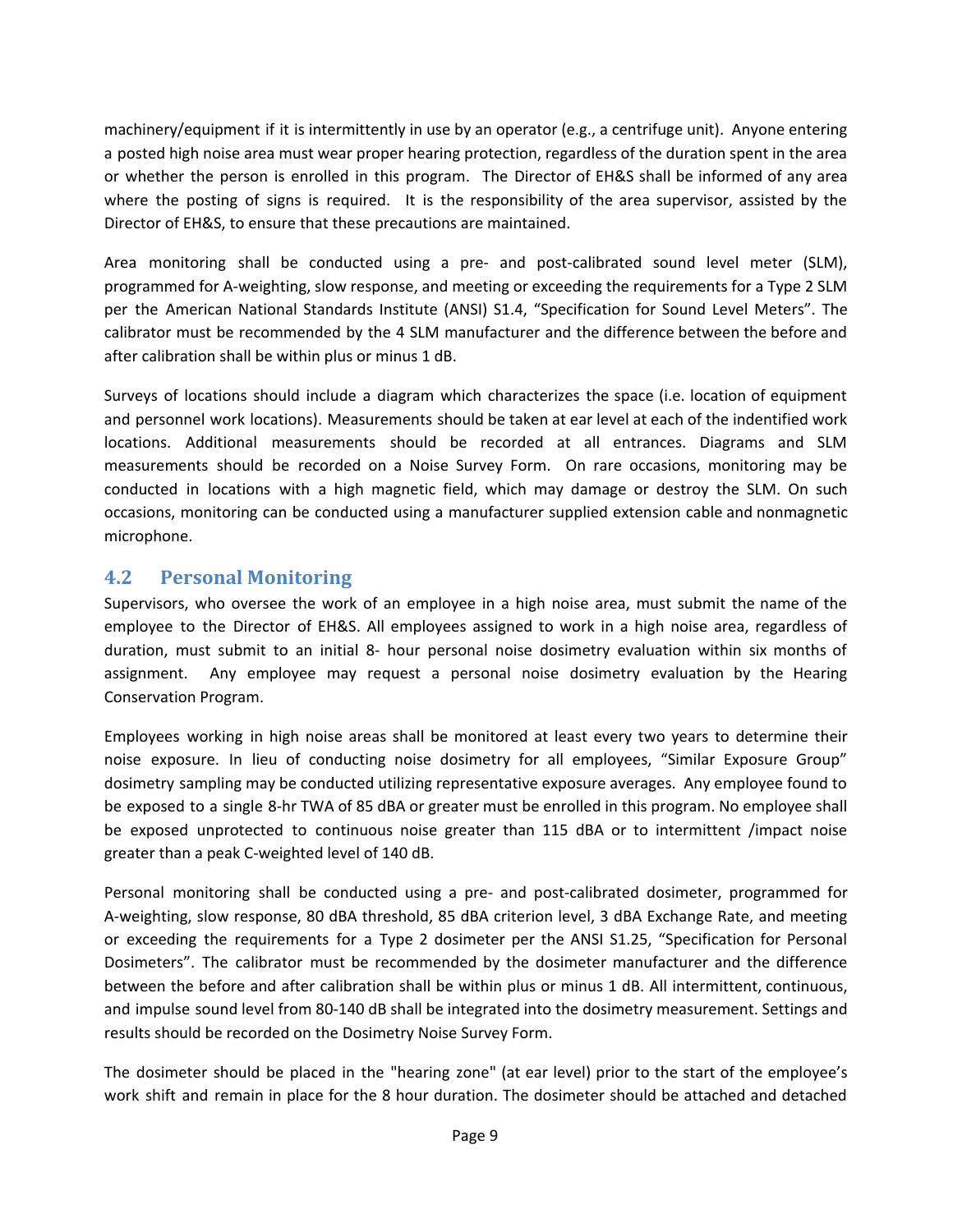machinery/equipment if it is intermittently in use by an operator (e.g., a centrifuge unit). Anyone entering a posted high noise area must wear proper hearing protection, regardless of the duration spent in the area or whether the person is enrolled in this program. The Director of EH&S shall be informed of any area where the posting of signs is required. It is the responsibility of the area supervisor, assisted by the Director of EH&S, to ensure that these precautions are maintained.

Area monitoring shall be conducted using a pre- and post-calibrated sound level meter (SLM), programmed for A-weighting, slow response, and meeting or exceeding the requirements for a Type 2 SLM per the American National Standards Institute (ANSI) S1.4, "Specification for Sound Level Meters". The calibrator must be recommended by the 4 SLM manufacturer and the difference between the before and after calibration shall be within plus or minus 1 dB.

Surveys of locations should include a diagram which characterizes the space (i.e. location of equipment and personnel work locations). Measurements should be taken at ear level at each of the indentified work locations. Additional measurements should be recorded at all entrances. Diagrams and SLM measurements should be recorded on a Noise Survey Form. On rare occasions, monitoring may be conducted in locations with a high magnetic field, which may damage or destroy the SLM. On such occasions, monitoring can be conducted using a manufacturer supplied extension cable and nonmagnetic microphone.

## 4.2 Personal Monitoring

Supervisors, who oversee the work of an employee in a high noise area, must submit the name of the employee to the Director of EH&S. All employees assigned to work in a high noise area, regardless of duration, must submit to an initial 8- hour personal noise dosimetry evaluation within six months of assignment. Any employee may request a personal noise dosimetry evaluation by the Hearing Conservation Program.

Employees working in high noise areas shall be monitored at least every two years to determine their noise exposure. In lieu of conducting noise dosimetry for all employees, "Similar Exposure Group" dosimetry sampling may be conducted utilizing representative exposure averages. Any employee found to be exposed to a single 8-hr TWA of 85 dBA or greater must be enrolled in this program. No employee shall be exposed unprotected to continuous noise greater than 115 dBA or to intermittent /impact noise greater than a peak C-weighted level of 140 dB.

Personal monitoring shall be conducted using a pre- and post-calibrated dosimeter, programmed for A-weighting, slow response, 80 dBA threshold, 85 dBA criterion level, 3 dBA Exchange Rate, and meeting or exceeding the requirements for a Type 2 dosimeter per the ANSI S1.25, "Specification for Personal Dosimeters". The calibrator must be recommended by the dosimeter manufacturer and the difference between the before and after calibration shall be within plus or minus 1 dB. All intermittent, continuous, and impulse sound level from 80-140 dB shall be integrated into the dosimetry measurement. Settings and results should be recorded on the Dosimetry Noise Survey Form.

The dosimeter should be placed in the "hearing zone" (at ear level) prior to the start of the employee's work shift and remain in place for the 8 hour duration. The dosimeter should be attached and detached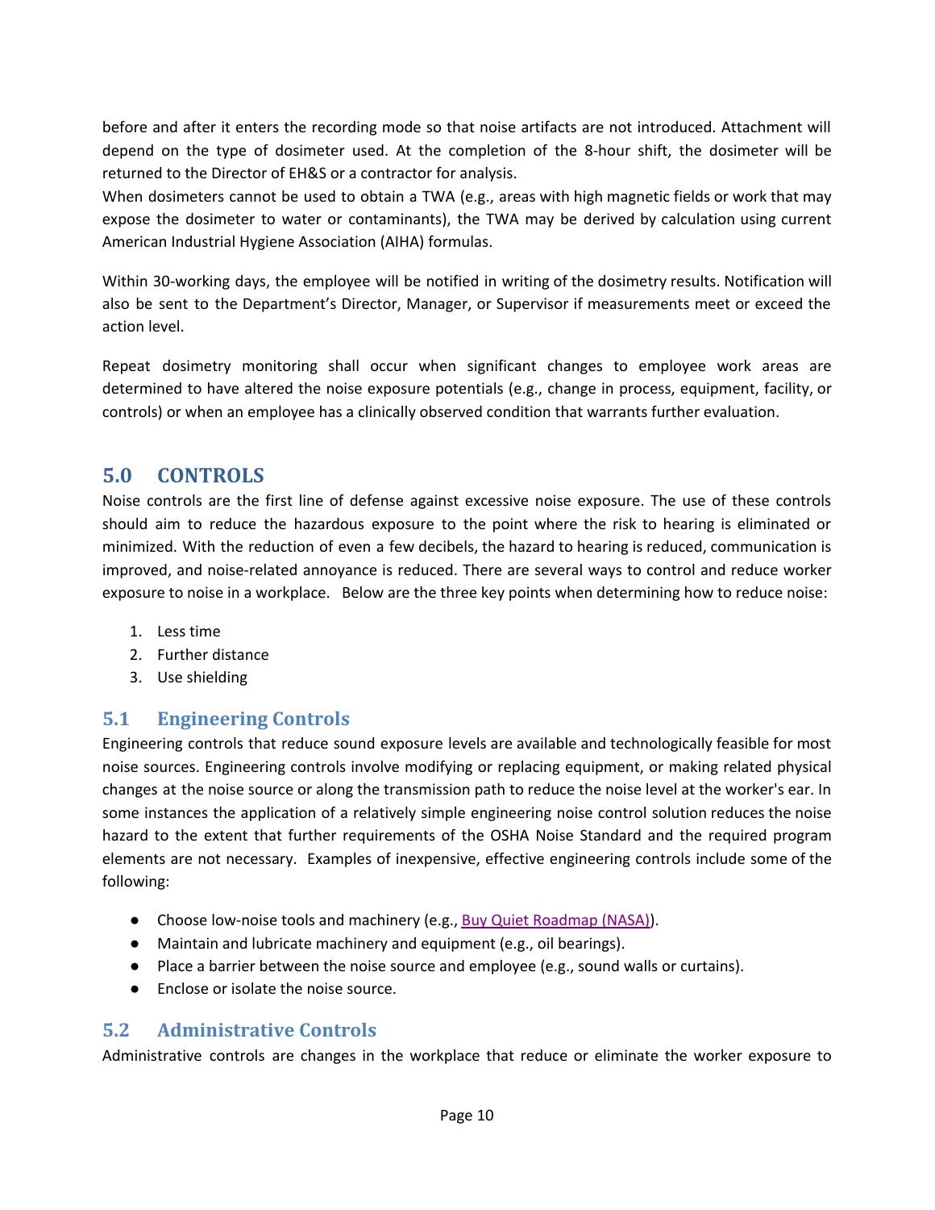before and after it enters the recording mode so that noise artifacts are not introduced. Attachment will depend on the type of dosimeter used. At the completion of the 8-hour shift, the dosimeter will be returned to the Director of EH&S or a contractor for analysis.
When dosimeters cannot be used to obtain a TWA (e.g., areas with high magnetic fields or work that may expose the dosimeter to water or contaminants), the TWA may be derived by calculation using current American Industrial Hygiene Association (AIHA) formulas.

Within 30-working days, the employee will be notified in writing of the dosimetry results. Notification will also be sent to the Department's Director, Manager, or Supervisor if measurements meet or exceed the action level.

Repeat dosimetry monitoring shall occur when significant changes to employee work areas are determined to have altered the noise exposure potentials (e.g., change in process, equipment, facility, or controls) or when an employee has a clinically observed condition that warrants further evaluation.

## 5.0 CONTROLS

Noise controls are the first line of defense against excessive noise exposure. The use of these controls should aim to reduce the hazardous exposure to the point where the risk to hearing is eliminated or minimized. With the reduction of even a few decibels, the hazard to hearing is reduced, communication is improved, and noise-related annoyance is reduced. There are several ways to control and reduce worker exposure to noise in a workplace. Below are the three key points when determining how to reduce noise:

1. Less time
2. Further distance
3. Use shielding

### 5.1 Engineering Controls

Engineering controls that reduce sound exposure levels are available and technologically feasible for most noise sources. Engineering controls involve modifying or replacing equipment, or making related physical changes at the noise source or along the transmission path to reduce the noise level at the worker's ear. In some instances the application of a relatively simple engineering noise control solution reduces the noise hazard to the extent that further requirements of the OSHA Noise Standard and the required program elements are not necessary. Examples of inexpensive, effective engineering controls include some of the following:

- Choose low-noise tools and machinery (e.g., Buy Quiet Roadmap (NASA)).
- Maintain and lubricate machinery and equipment (e.g., oil bearings).
- Place a barrier between the noise source and employee (e.g., sound walls or curtains).
- Enclose or isolate the noise source.

### 5.2 Administrative Controls

Administrative controls are changes in the workplace that reduce or eliminate the worker exposure to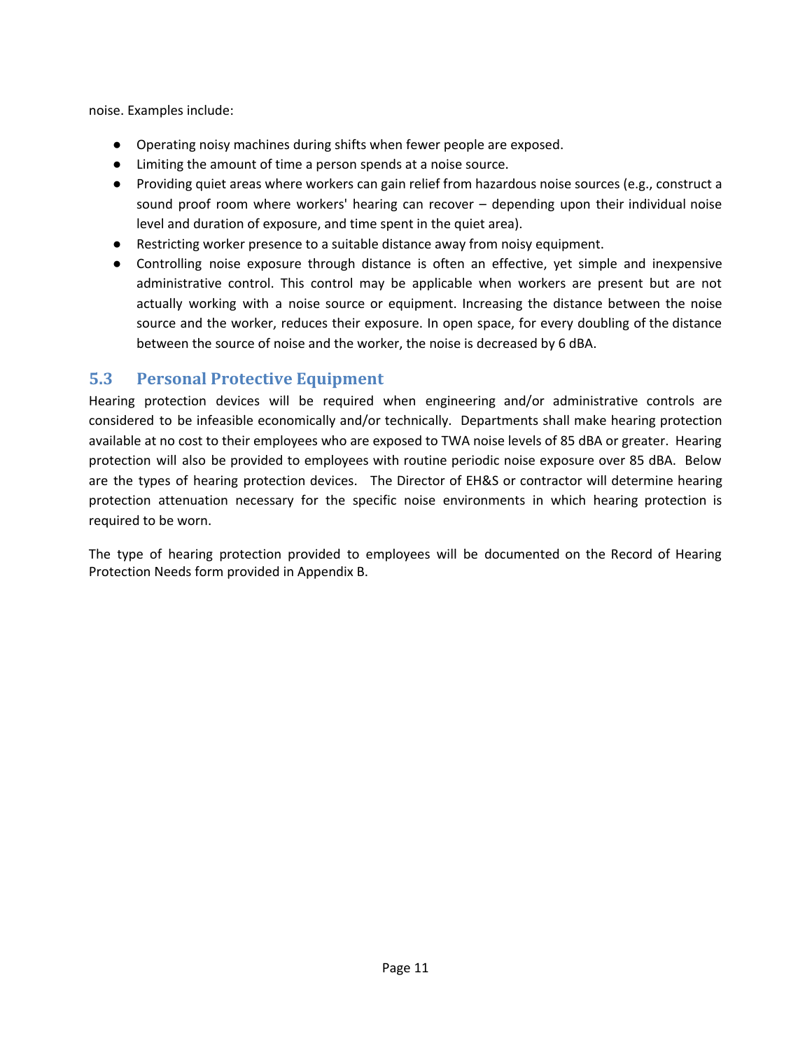noise. Examples include:

- Operating noisy machines during shifts when fewer people are exposed.
- Limiting the amount of time a person spends at a noise source.
- Providing quiet areas where workers can gain relief from hazardous noise sources (e.g., construct a sound proof room where workers' hearing can recover – depending upon their individual noise level and duration of exposure, and time spent in the quiet area).
- Restricting worker presence to a suitable distance away from noisy equipment.
- Controlling noise exposure through distance is often an effective, yet simple and inexpensive administrative control. This control may be applicable when workers are present but are not actually working with a noise source or equipment. Increasing the distance between the noise source and the worker, reduces their exposure. In open space, for every doubling of the distance between the source of noise and the worker, the noise is decreased by 6 dBA.

## 5.3 Personal Protective Equipment

Hearing protection devices will be required when engineering and/or administrative controls are considered to be infeasible economically and/or technically. Departments shall make hearing protection available at no cost to their employees who are exposed to TWA noise levels of 85 dBA or greater. Hearing protection will also be provided to employees with routine periodic noise exposure over 85 dBA. Below are the types of hearing protection devices. The Director of EH&S or contractor will determine hearing protection attenuation necessary for the specific noise environments in which hearing protection is required to be worn.

The type of hearing protection provided to employees will be documented on the Record of Hearing Protection Needs form provided in Appendix B.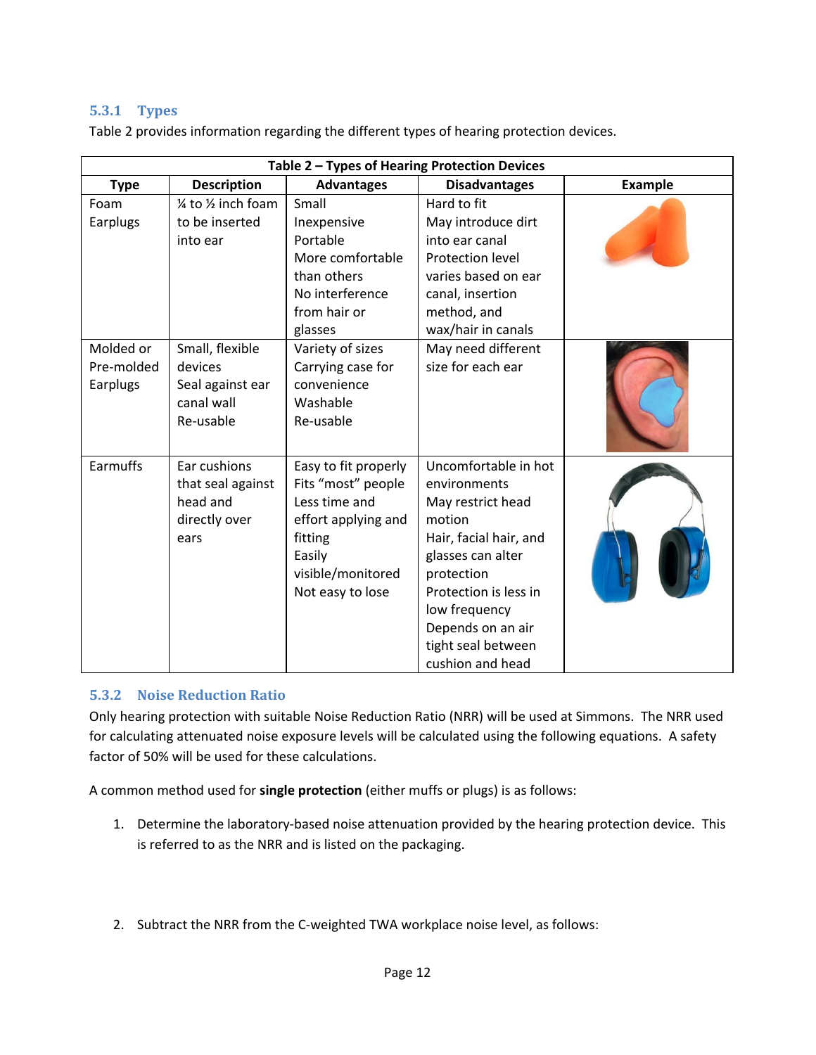### 5.3.1 Types

Table 2 provides information regarding the different types of hearing protection devices.

| Table 2 – Types of Hearing Protection Devices | | | | |
|---|---|---|---|---|
| **Type** | **Description** | **Advantages** | **Disadvantages** | **Example** |
| Foam Earplugs | ¼ to ½ inch foam to be inserted into ear | Small<br>Inexpensive<br>Portable<br>More comfortable than others<br>No interference from hair or glasses | Hard to fit<br>May introduce dirt into ear canal<br>Protection level varies based on ear canal, insertion method, and wax/hair in canals | |
| Molded or Pre-molded Earplugs | Small, flexible devices<br>Seal against ear canal wall<br>Re-usable | Variety of sizes<br>Carrying case for convenience<br>Washable<br>Re-usable | May need different size for each ear | |
| Earmuffs | Ear cushions that seal against head and directly over ears | Easy to fit properly<br>Fits "most" people<br>Less time and effort applying and fitting<br>Easily visible/monitored<br>Not easy to lose | Uncomfortable in hot environments<br>May restrict head motion<br>Hair, facial hair, and glasses can alter protection<br>Protection is less in low frequency<br>Depends on an air tight seal between cushion and head | |

### 5.3.2 Noise Reduction Ratio

Only hearing protection with suitable Noise Reduction Ratio (NRR) will be used at Simmons. The NRR used for calculating attenuated noise exposure levels will be calculated using the following equations. A safety factor of 50% will be used for these calculations.

A common method used for **single protection** (either muffs or plugs) is as follows:

1. Determine the laboratory-based noise attenuation provided by the hearing protection device. This is referred to as the NRR and is listed on the packaging.

2. Subtract the NRR from the C-weighted TWA workplace noise level, as follows: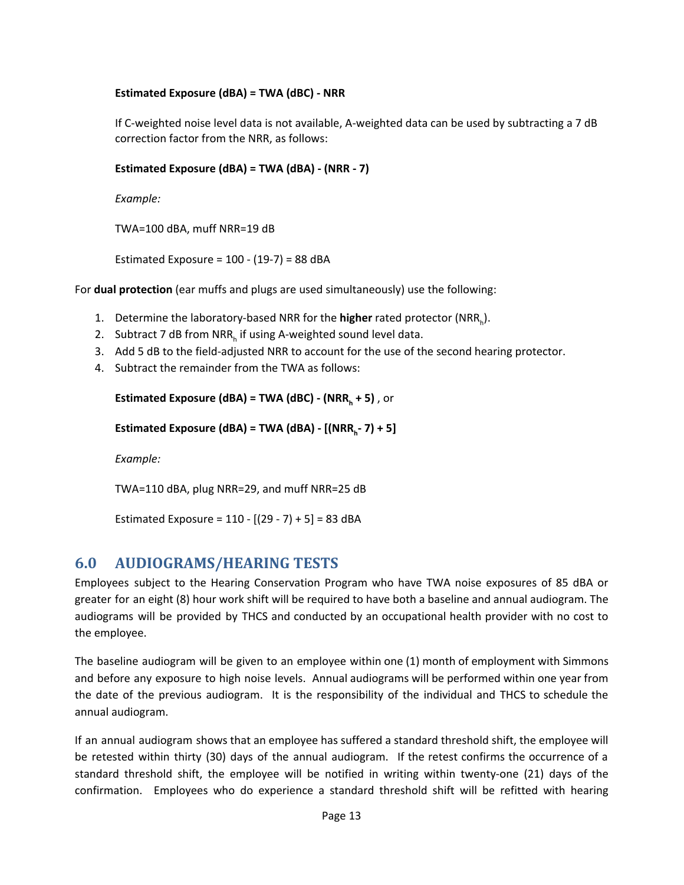**Estimated Exposure (dBA) = TWA (dBC) - NRR**

If C-weighted noise level data is not available, A-weighted data can be used by subtracting a 7 dB correction factor from the NRR, as follows:

**Estimated Exposure (dBA) = TWA (dBA) - (NRR - 7)**

*Example:*

TWA=100 dBA, muff NRR=19 dB

Estimated Exposure = 100 - (19-7) = 88 dBA

For **dual protection** (ear muffs and plugs are used simultaneously) use the following:

1. Determine the laboratory-based NRR for the **higher** rated protector ($NRR_h$).
2. Subtract 7 dB from $NRR_h$ if using A-weighted sound level data.
3. Add 5 dB to the field-adjusted NRR to account for the use of the second hearing protector.
4. Subtract the remainder from the TWA as follows:

   **Estimated Exposure (dBA) = TWA (dBC) - ($NRR_h$ + 5)** , or

   **Estimated Exposure (dBA) = TWA (dBA) - [($NRR_h$- 7) + 5]**

   *Example:*

   TWA=110 dBA, plug NRR=29, and muff NRR=25 dB

   Estimated Exposure = 110 - [(29 - 7) + 5] = 83 dBA

## 6.0 AUDIOGRAMS/HEARING TESTS

Employees subject to the Hearing Conservation Program who have TWA noise exposures of 85 dBA or greater for an eight (8) hour work shift will be required to have both a baseline and annual audiogram. The audiograms will be provided by THCS and conducted by an occupational health provider with no cost to the employee.

The baseline audiogram will be given to an employee within one (1) month of employment with Simmons and before any exposure to high noise levels. Annual audiograms will be performed within one year from the date of the previous audiogram. It is the responsibility of the individual and THCS to schedule the annual audiogram.

If an annual audiogram shows that an employee has suffered a standard threshold shift, the employee will be retested within thirty (30) days of the annual audiogram. If the retest confirms the occurrence of a standard threshold shift, the employee will be notified in writing within twenty-one (21) days of the confirmation. Employees who do experience a standard threshold shift will be refitted with hearing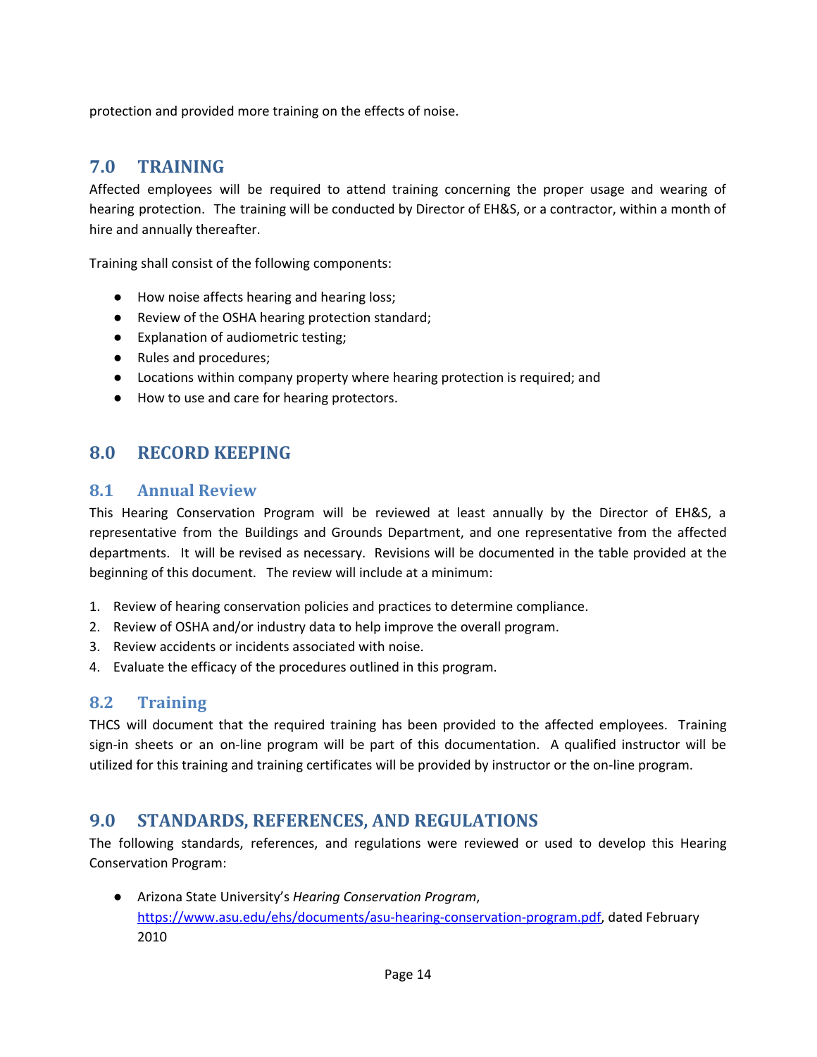protection and provided more training on the effects of noise.

## 7.0 TRAINING

Affected employees will be required to attend training concerning the proper usage and wearing of hearing protection. The training will be conducted by Director of EH&S, or a contractor, within a month of hire and annually thereafter.

Training shall consist of the following components:

- How noise affects hearing and hearing loss;
- Review of the OSHA hearing protection standard;
- Explanation of audiometric testing;
- Rules and procedures;
- Locations within company property where hearing protection is required; and
- How to use and care for hearing protectors.

## 8.0 RECORD KEEPING

### 8.1 Annual Review

This Hearing Conservation Program will be reviewed at least annually by the Director of EH&S, a representative from the Buildings and Grounds Department, and one representative from the affected departments. It will be revised as necessary. Revisions will be documented in the table provided at the beginning of this document. The review will include at a minimum:

1. Review of hearing conservation policies and practices to determine compliance.
2. Review of OSHA and/or industry data to help improve the overall program.
3. Review accidents or incidents associated with noise.
4. Evaluate the efficacy of the procedures outlined in this program.

### 8.2 Training

THCS will document that the required training has been provided to the affected employees. Training sign-in sheets or an on-line program will be part of this documentation. A qualified instructor will be utilized for this training and training certificates will be provided by instructor or the on-line program.

## 9.0 STANDARDS, REFERENCES, AND REGULATIONS

The following standards, references, and regulations were reviewed or used to develop this Hearing Conservation Program:

- Arizona State University's *Hearing Conservation Program*, https://www.asu.edu/ehs/documents/asu-hearing-conservation-program.pdf, dated February 2010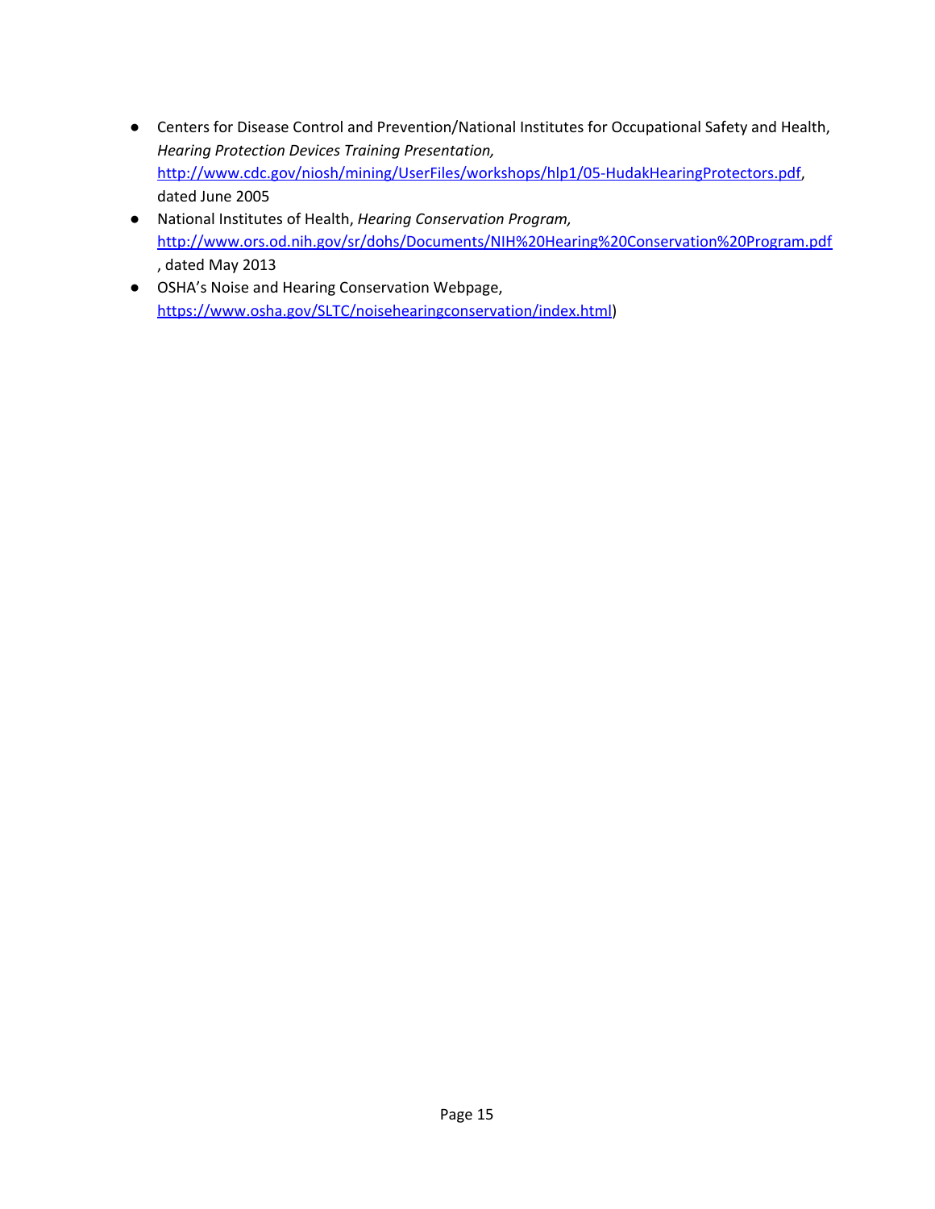- Centers for Disease Control and Prevention/National Institutes for Occupational Safety and Health, *Hearing Protection Devices Training Presentation,* http://www.cdc.gov/niosh/mining/UserFiles/workshops/hlp1/05-HudakHearingProtectors.pdf, dated June 2005
- National Institutes of Health, *Hearing Conservation Program,* http://www.ors.od.nih.gov/sr/dohs/Documents/NIH%20Hearing%20Conservation%20Program.pdf , dated May 2013
- OSHA's Noise and Hearing Conservation Webpage, https://www.osha.gov/SLTC/noisehearingconservation/index.html)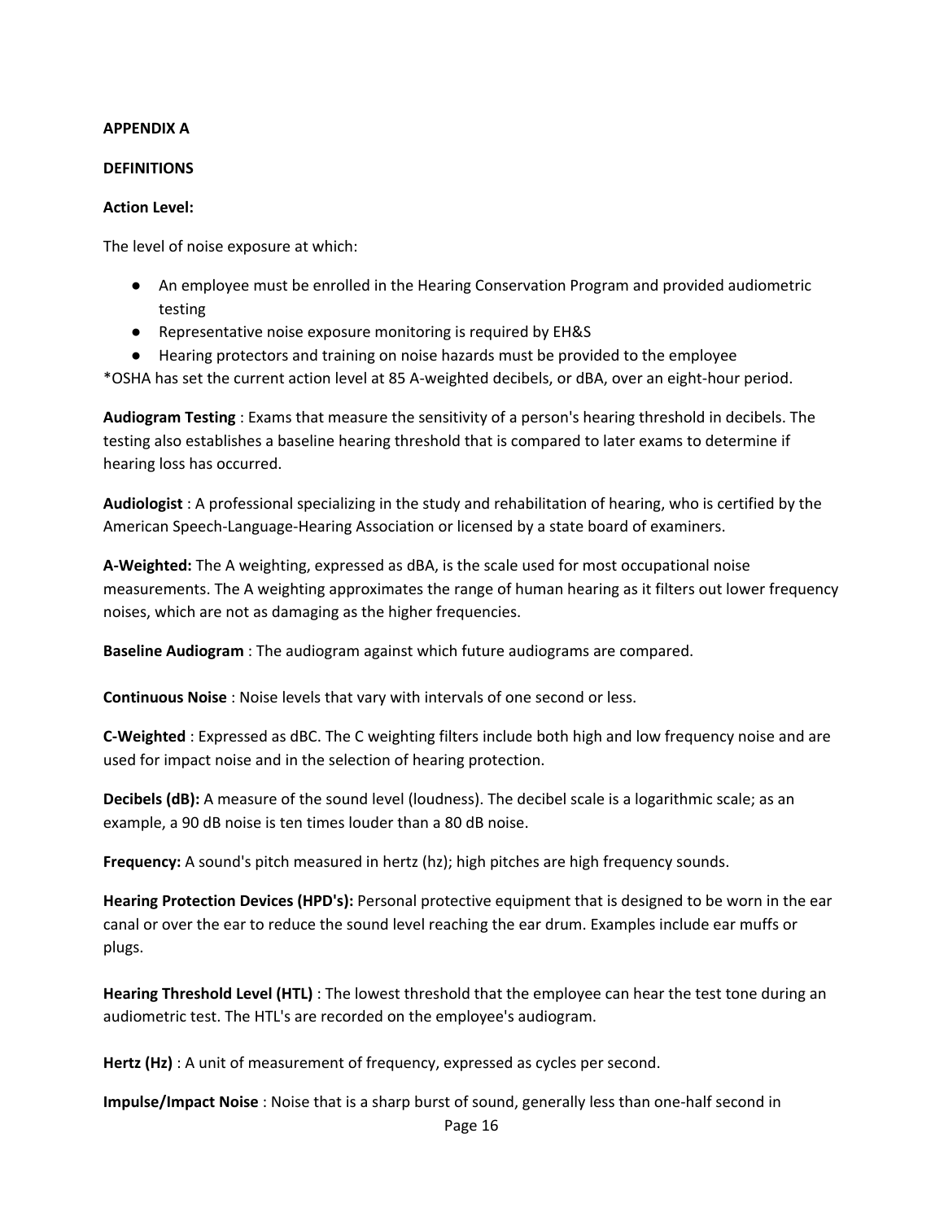**APPENDIX A**

**DEFINITIONS**

**Action Level:**

The level of noise exposure at which:

- An employee must be enrolled in the Hearing Conservation Program and provided audiometric testing
- Representative noise exposure monitoring is required by EH&S
- Hearing protectors and training on noise hazards must be provided to the employee

*OSHA has set the current action level at 85 A-weighted decibels, or dBA, over an eight-hour period.

**Audiogram Testing** : Exams that measure the sensitivity of a person's hearing threshold in decibels. The testing also establishes a baseline hearing threshold that is compared to later exams to determine if hearing loss has occurred.

**Audiologist** : A professional specializing in the study and rehabilitation of hearing, who is certified by the American Speech-Language-Hearing Association or licensed by a state board of examiners.

**A-Weighted:** The A weighting, expressed as dBA, is the scale used for most occupational noise measurements. The A weighting approximates the range of human hearing as it filters out lower frequency noises, which are not as damaging as the higher frequencies.

**Baseline Audiogram** : The audiogram against which future audiograms are compared.

**Continuous Noise** : Noise levels that vary with intervals of one second or less.

**C-Weighted** : Expressed as dBC. The C weighting filters include both high and low frequency noise and are used for impact noise and in the selection of hearing protection.

**Decibels (dB):** A measure of the sound level (loudness). The decibel scale is a logarithmic scale; as an example, a 90 dB noise is ten times louder than a 80 dB noise.

**Frequency:** A sound's pitch measured in hertz (hz); high pitches are high frequency sounds.

**Hearing Protection Devices (HPD's):** Personal protective equipment that is designed to be worn in the ear canal or over the ear to reduce the sound level reaching the ear drum. Examples include ear muffs or plugs.

**Hearing Threshold Level (HTL)** : The lowest threshold that the employee can hear the test tone during an audiometric test. The HTL's are recorded on the employee's audiogram.

**Hertz (Hz)** : A unit of measurement of frequency, expressed as cycles per second.

**Impulse/Impact Noise** : Noise that is a sharp burst of sound, generally less than one-half second in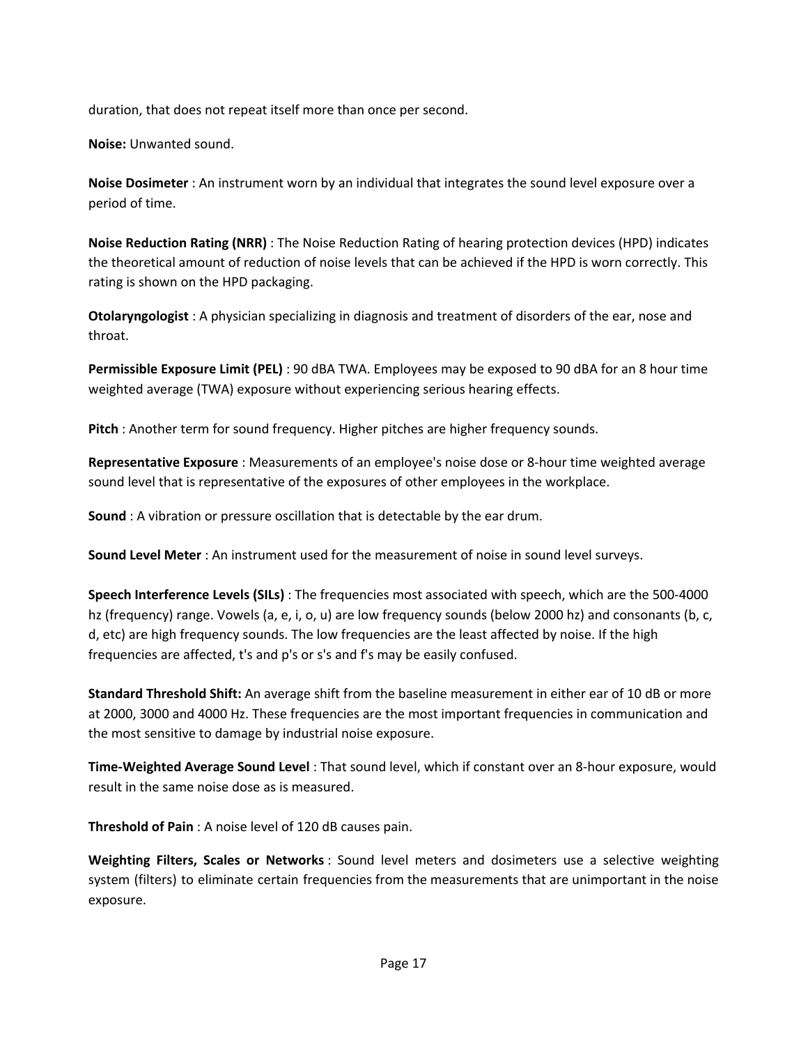duration, that does not repeat itself more than once per second.

**Noise:** Unwanted sound.

**Noise Dosimeter** : An instrument worn by an individual that integrates the sound level exposure over a period of time.

**Noise Reduction Rating (NRR)** : The Noise Reduction Rating of hearing protection devices (HPD) indicates the theoretical amount of reduction of noise levels that can be achieved if the HPD is worn correctly. This rating is shown on the HPD packaging.

**Otolaryngologist** : A physician specializing in diagnosis and treatment of disorders of the ear, nose and throat.

**Permissible Exposure Limit (PEL)** : 90 dBA TWA. Employees may be exposed to 90 dBA for an 8 hour time weighted average (TWA) exposure without experiencing serious hearing effects.

**Pitch** : Another term for sound frequency. Higher pitches are higher frequency sounds.

**Representative Exposure** : Measurements of an employee's noise dose or 8-hour time weighted average sound level that is representative of the exposures of other employees in the workplace.

**Sound** : A vibration or pressure oscillation that is detectable by the ear drum.

**Sound Level Meter** : An instrument used for the measurement of noise in sound level surveys.

**Speech Interference Levels (SILs)** : The frequencies most associated with speech, which are the 500-4000 hz (frequency) range. Vowels (a, e, i, o, u) are low frequency sounds (below 2000 hz) and consonants (b, c, d, etc) are high frequency sounds. The low frequencies are the least affected by noise. If the high frequencies are affected, t's and p's or s's and f's may be easily confused.

**Standard Threshold Shift:** An average shift from the baseline measurement in either ear of 10 dB or more at 2000, 3000 and 4000 Hz. These frequencies are the most important frequencies in communication and the most sensitive to damage by industrial noise exposure.

**Time-Weighted Average Sound Level** : That sound level, which if constant over an 8-hour exposure, would result in the same noise dose as is measured.

**Threshold of Pain** : A noise level of 120 dB causes pain.

**Weighting Filters, Scales or Networks** : Sound level meters and dosimeters use a selective weighting system (filters) to eliminate certain frequencies from the measurements that are unimportant in the noise exposure.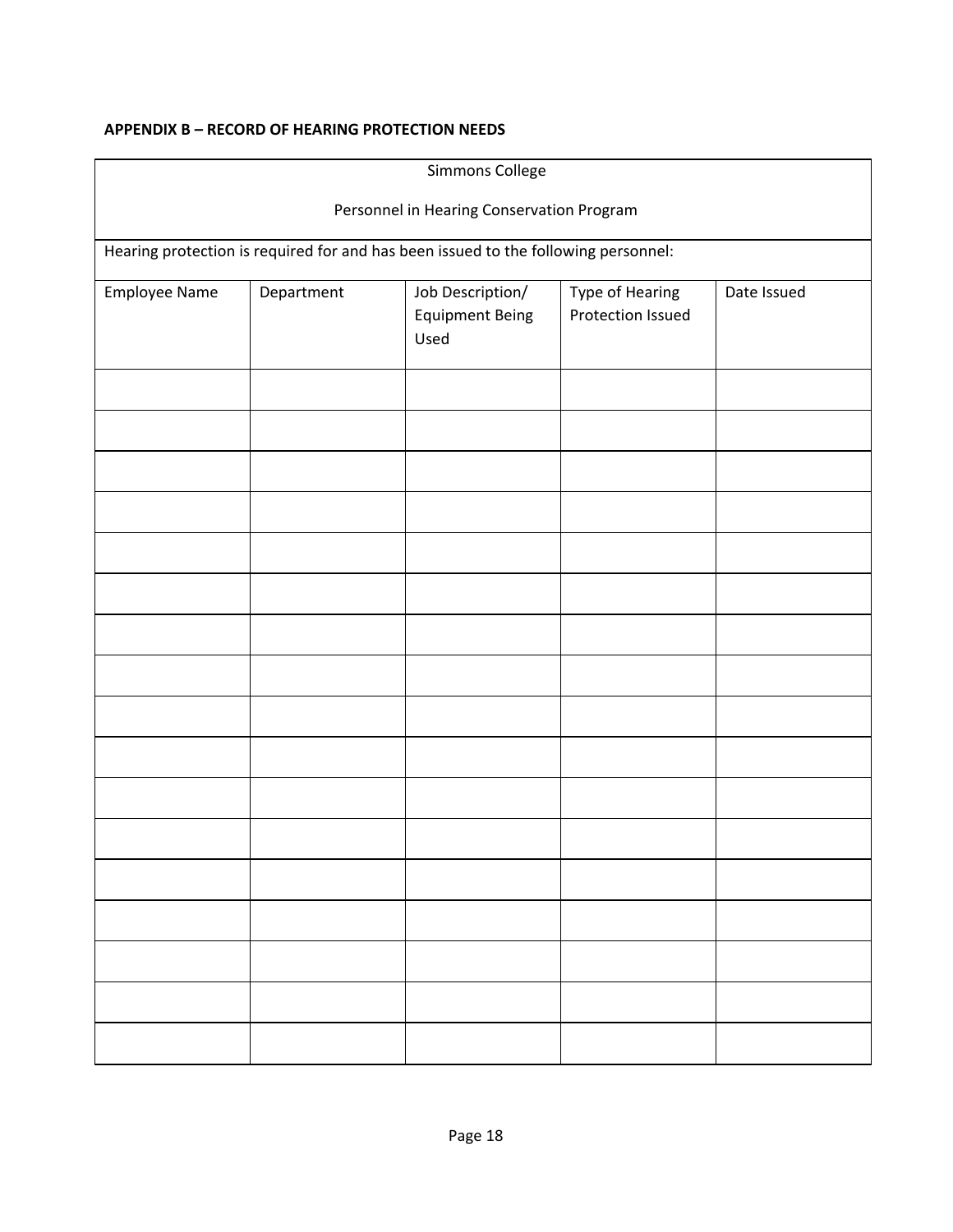**APPENDIX B – RECORD OF HEARING PROTECTION NEEDS**

| Simmons College<br><br>Personnel in Hearing Conservation Program | | | | |
|---|---|---|---|---|
| Hearing protection is required for and has been issued to the following personnel: | | | | |
| Employee Name | Department | Job Description/ Equipment Being Used | Type of Hearing Protection Issued | Date Issued |
| | | | | |
| | | | | |
| | | | | |
| | | | | |
| | | | | |
| | | | | |
| | | | | |
| | | | | |
| | | | | |
| | | | | |
| | | | | |
| | | | | |
| | | | | |
| | | | | |
| | | | | |
| | | | | |
| | | | | |